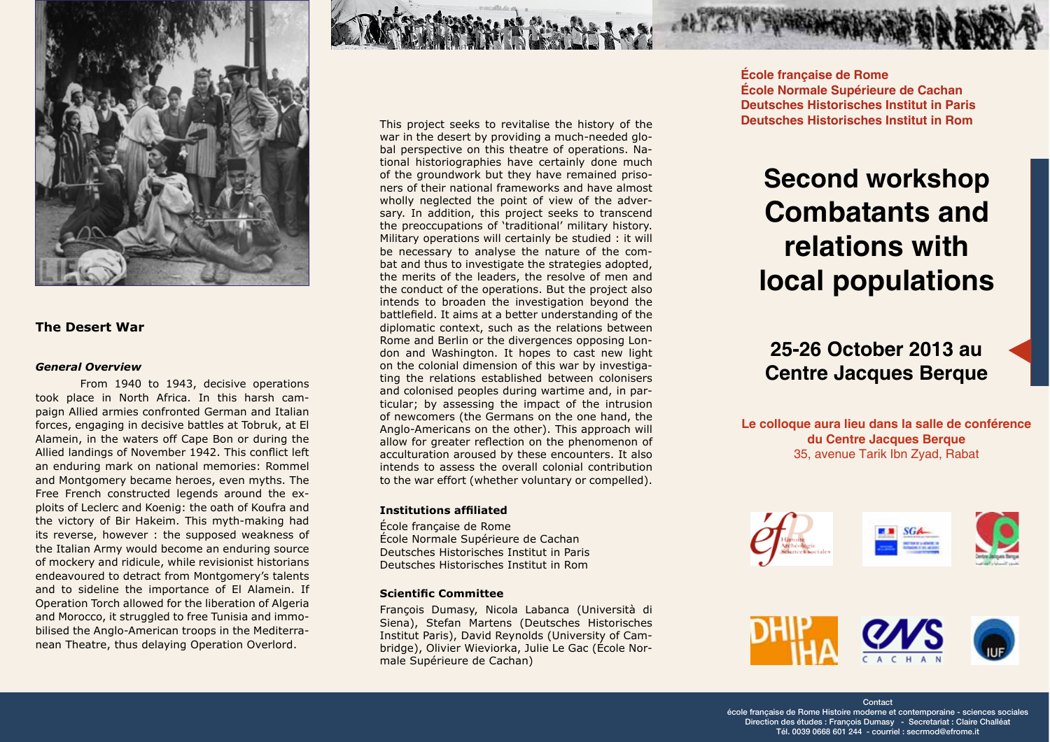## The Desert War

### *General Overview*

From 1940 to 1943, decisive operations took place in North Africa. In this harsh campaign Allied armies confronted German and Italian forces, engaging in decisive battles at Tobruk, at El Alamein, in the waters off Cape Bon or during the Allied landings of November 1942. This conflict left an enduring mark on national memories: Rommel and Montgomery became heroes, even myths. The Free French constructed legends around the exploits of Leclerc and Koenig: the oath of Koufra and the victory of Bir Hakeim. This myth-making had its reverse, however : the supposed weakness of the Italian Army would become an enduring source of mockery and ridicule, while revisionist historians endeavoured to detract from Montgomery's talents and to sideline the importance of El Alamein. If Operation Torch allowed for the liberation of Algeria and Morocco, it struggled to free Tunisia and immobilised the Anglo-American troops in the Mediterranean Theatre, thus delaying Operation Overlord.

This project seeks to revitalise the history of the war in the desert by providing a much-needed global perspective on this theatre of operations. National historiographies have certainly done much of the groundwork but they have remained prisoners of their national frameworks and have almost wholly neglected the point of view of the adversary. In addition, this project seeks to transcend the preoccupations of 'traditional' military history. Military operations will certainly be studied : it will be necessary to analyse the nature of the combat and thus to investigate the strategies adopted, the merits of the leaders, the resolve of men and the conduct of the operations. But the project also intends to broaden the investigation beyond the battlefield. It aims at a better understanding of the diplomatic context, such as the relations between Rome and Berlin or the divergences opposing London and Washington. It hopes to cast new light on the colonial dimension of this war by investigating the relations established between colonisers and colonised peoples during wartime and, in particular; by assessing the impact of the intrusion of newcomers (the Germans on the one hand, the Anglo-Americans on the other). This approach will allow for greater reflection on the phenomenon of acculturation aroused by these encounters. It also intends to assess the overall colonial contribution to the war effort (whether voluntary or compelled).

### Institutions affiliated

École française de Rome
École Normale Supérieure de Cachan
Deutsches Historisches Institut in Paris
Deutsches Historisches Institut in Rom

### Scientific Committee

François Dumasy, Nicola Labanca (Università di Siena), Stefan Martens (Deutsches Historisches Institut Paris), David Reynolds (University of Cambridge), Olivier Wieviorka, Julie Le Gac (École Normale Supérieure de Cachan)

**École française de Rome**
**École Normale Supérieure de Cachan**
**Deutsches Historisches Institut in Paris**
**Deutsches Historisches Institut in Rom**

# Second workshop Combatants and relations with local populations

## 25-26 October 2013 au Centre Jacques Berque

**Le colloque aura lieu dans la salle de conférence du Centre Jacques Berque**
35, avenue Tarik Ibn Zyad, Rabat

Contact
école française de Rome Histoire moderne et contemporaine - sciences sociales
Direction des études : François Dumasy - Secretariat : Claire Challéat
Tél. 0039 0668 601 244 - courriel : secrmod@efrome.it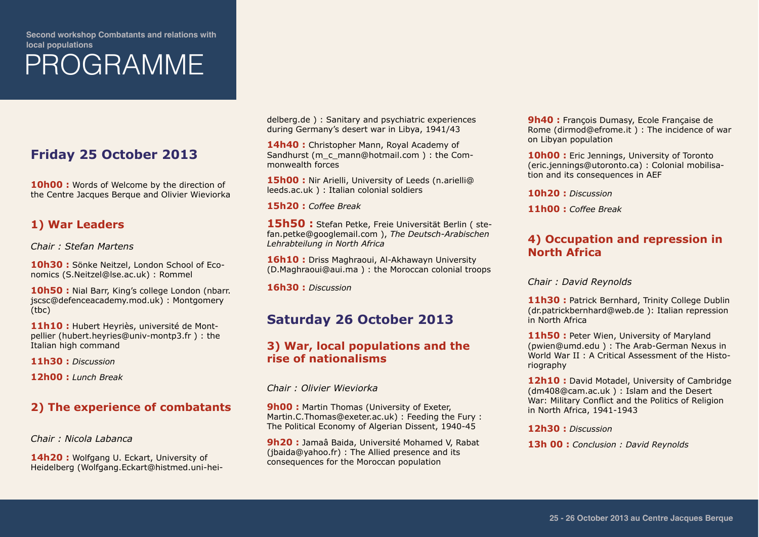Second workshop Combatants and relations with local populations

# PROGRAMME

## Friday 25 October 2013

**10h00 :** Words of Welcome by the direction of the Centre Jacques Berque and Olivier Wieviorka

### 1) War Leaders

*Chair : Stefan Martens*

**10h30 :** Sönke Neitzel, London School of Economics (S.Neitzel@lse.ac.uk) : Rommel

**10h50 :** Nial Barr, King's college London (nbarr.jscsc@defenceacademy.mod.uk) : Montgomery (tbc)

**11h10 :** Hubert Heyriès, université de Montpellier (hubert.heyries@univ-montp3.fr ) : the Italian high command

**11h30 :** *Discussion*

**12h00 :** *Lunch Break*

### 2) The experience of combatants

*Chair : Nicola Labanca*

**14h20 :** Wolfgang U. Eckart, University of Heidelberg (Wolfgang.Eckart@histmed.uni-heidelberg.de ) : Sanitary and psychiatric experiences during Germany's desert war in Libya, 1941/43

**14h40 :** Christopher Mann, Royal Academy of Sandhurst (m_c_mann@hotmail.com ) : the Commonwealth forces

**15h00 :** Nir Arielli, University of Leeds (n.arielli@leeds.ac.uk ) : Italian colonial soldiers

**15h20 :** *Coffee Break*

**15h50 :** Stefan Petke, Freie Universität Berlin ( stefan.petke@googlemail.com ), *The Deutsch-Arabischen Lehrabteilung in North Africa*

**16h10 :** Driss Maghraoui, Al-Akhawayn University (D.Maghraoui@aui.ma ) : the Moroccan colonial troops

**16h30 :** *Discussion*

## Saturday 26 October 2013

### 3) War, local populations and the rise of nationalisms

*Chair : Olivier Wieviorka*

**9h00 :** Martin Thomas (University of Exeter, Martin.C.Thomas@exeter.ac.uk) : Feeding the Fury : The Political Economy of Algerian Dissent, 1940-45

**9h20 :** Jamaâ Baida, Université Mohamed V, Rabat (jbaida@yahoo.fr) : The Allied presence and its consequences for the Moroccan population

**9h40 :** François Dumasy, Ecole Française de Rome (dirmod@efrome.it ) : The incidence of war on Libyan population

**10h00 :** Eric Jennings, University of Toronto (eric.jennings@utoronto.ca) : Colonial mobilisation and its consequences in AEF

**10h20 :** *Discussion*

**11h00 :** *Coffee Break*

### 4) Occupation and repression in North Africa

*Chair : David Reynolds*

**11h30 :** Patrick Bernhard, Trinity College Dublin (dr.patrickbernhard@web.de ): Italian repression in North Africa

**11h50 :** Peter Wien, University of Maryland (pwien@umd.edu ) : The Arab-German Nexus in World War II : A Critical Assessment of the Historiography

**12h10 :** David Motadel, University of Cambridge (dm408@cam.ac.uk ) : Islam and the Desert War: Military Conflict and the Politics of Religion in North Africa, 1941-1943

**12h30 :** *Discussion*

**13h 00 :** *Conclusion : David Reynolds*

25 - 26 October 2013 au Centre Jacques Berque